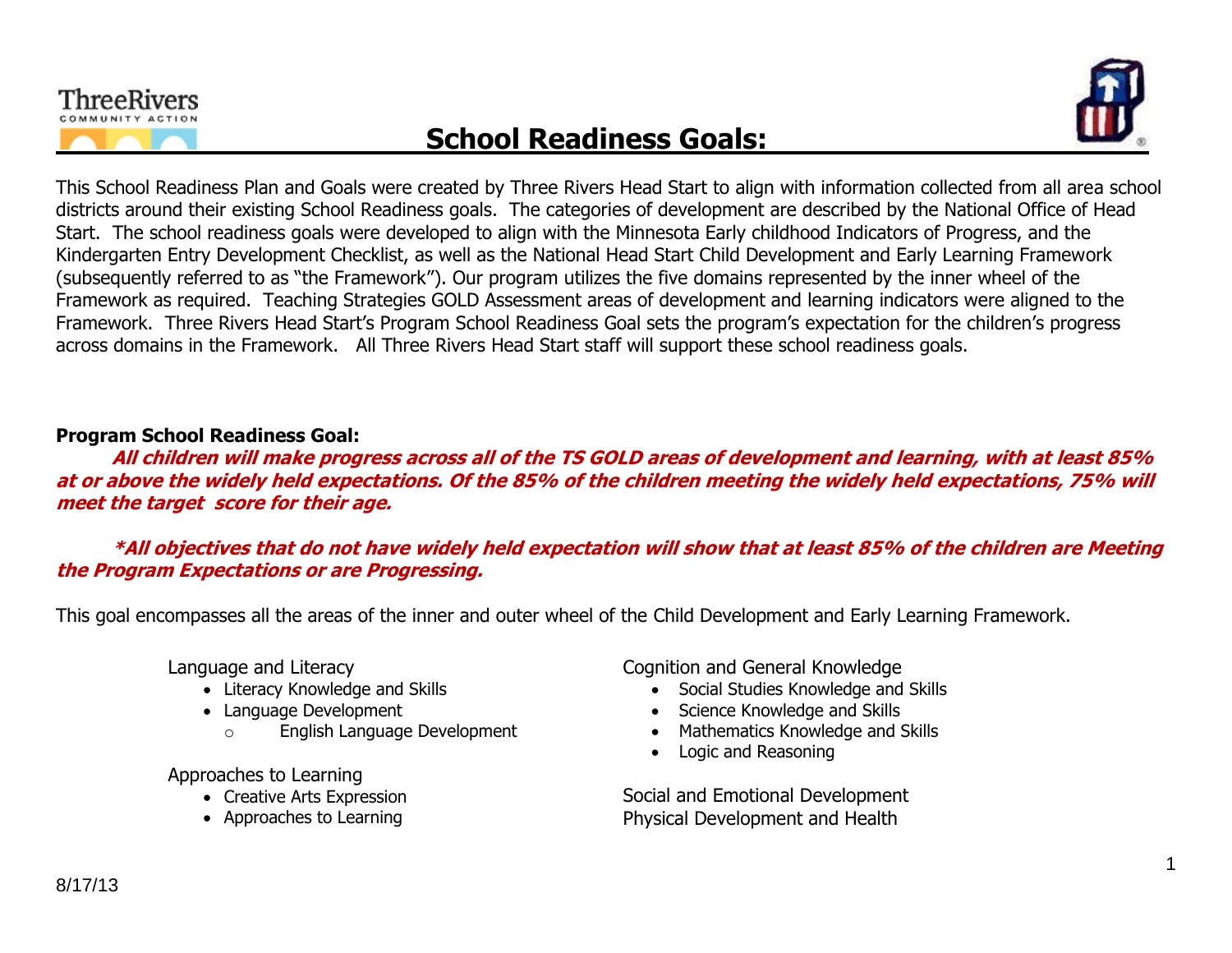# School Readiness Goals:

This School Readiness Plan and Goals were created by Three Rivers Head Start to align with information collected from all area school districts around their existing School Readiness goals. The categories of development are described by the National Office of Head Start. The school readiness goals were developed to align with the Minnesota Early childhood Indicators of Progress, and the Kindergarten Entry Development Checklist, as well as the National Head Start Child Development and Early Learning Framework (subsequently referred to as "the Framework"). Our program utilizes the five domains represented by the inner wheel of the Framework as required. Teaching Strategies GOLD Assessment areas of development and learning indicators were aligned to the Framework. Three Rivers Head Start's Program School Readiness Goal sets the program's expectation for the children's progress across domains in the Framework. All Three Rivers Head Start staff will support these school readiness goals.

**Program School Readiness Goal:**

***All children will make progress across all of the TS GOLD areas of development and learning, with at least 85% at or above the widely held expectations. Of the 85% of the children meeting the widely held expectations, 75% will meet the target score for their age.***

***\*All objectives that do not have widely held expectation will show that at least 85% of the children are Meeting the Program Expectations or are Progressing.***

This goal encompasses all the areas of the inner and outer wheel of the Child Development and Early Learning Framework.

Language and Literacy
- Literacy Knowledge and Skills
- Language Development
  - English Language Development

Approaches to Learning
- Creative Arts Expression
- Approaches to Learning

Cognition and General Knowledge
- Social Studies Knowledge and Skills
- Science Knowledge and Skills
- Mathematics Knowledge and Skills
- Logic and Reasoning

Social and Emotional Development

Physical Development and Health

8/17/13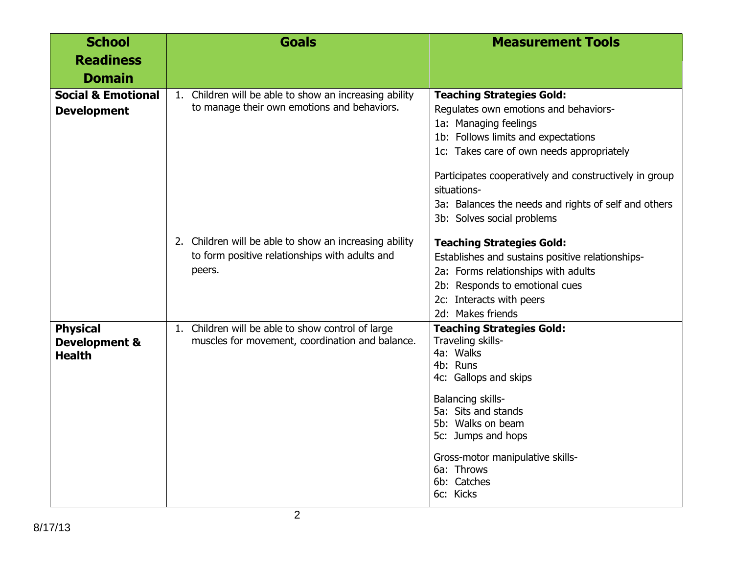| School Readiness Domain | Goals | Measurement Tools |
|---|---|---|
| **Social & Emotional Development** | 1. Children will be able to show an increasing ability to manage their own emotions and behaviors. | **Teaching Strategies Gold:**<br>Regulates own emotions and behaviors-<br>1a: Managing feelings<br>1b: Follows limits and expectations<br>1c: Takes care of own needs appropriately<br><br>Participates cooperatively and constructively in group situations-<br>3a: Balances the needs and rights of self and others<br>3b: Solves social problems |
| | 2. Children will be able to show an increasing ability to form positive relationships with adults and peers. | **Teaching Strategies Gold:**<br>Establishes and sustains positive relationships-<br>2a: Forms relationships with adults<br>2b: Responds to emotional cues<br>2c: Interacts with peers<br>2d: Makes friends |
| **Physical Development & Health** | 1. Children will be able to show control of large muscles for movement, coordination and balance. | **Teaching Strategies Gold:**<br>Traveling skills-<br>4a: Walks<br>4b: Runs<br>4c: Gallops and skips<br><br>Balancing skills-<br>5a: Sits and stands<br>5b: Walks on beam<br>5c: Jumps and hops<br><br>Gross-motor manipulative skills-<br>6a: Throws<br>6b: Catches<br>6c: Kicks |

8/17/13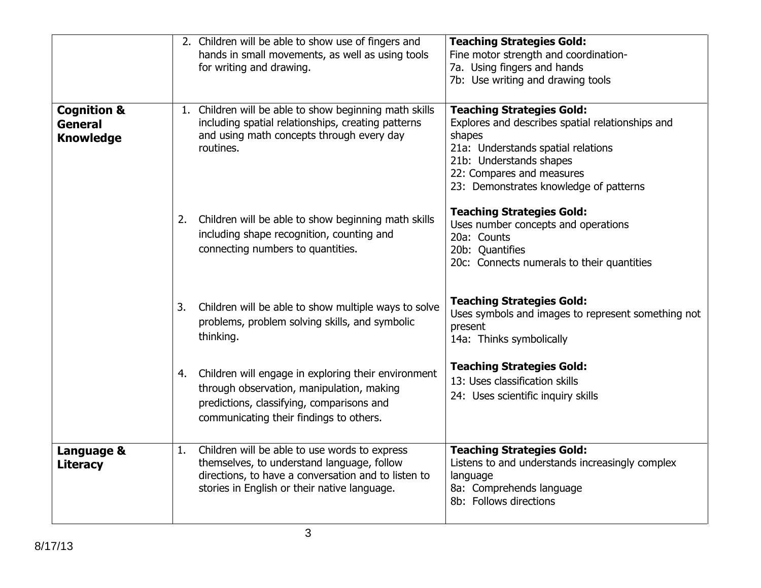| | | |
|---|---|---|
| | 2. Children will be able to show use of fingers and hands in small movements, as well as using tools for writing and drawing. | **Teaching Strategies Gold:**<br>Fine motor strength and coordination-<br>7a. Using fingers and hands<br>7b: Use writing and drawing tools |
| **Cognition & General Knowledge** | 1. Children will be able to show beginning math skills including spatial relationships, creating patterns and using math concepts through every day routines. | **Teaching Strategies Gold:**<br>Explores and describes spatial relationships and shapes<br>21a: Understands spatial relations<br>21b: Understands shapes<br>22: Compares and measures<br>23: Demonstrates knowledge of patterns |
| | 2. Children will be able to show beginning math skills including shape recognition, counting and connecting numbers to quantities. | **Teaching Strategies Gold:**<br>Uses number concepts and operations<br>20a: Counts<br>20b: Quantifies<br>20c: Connects numerals to their quantities |
| | 3. Children will be able to show multiple ways to solve problems, problem solving skills, and symbolic thinking. | **Teaching Strategies Gold:**<br>Uses symbols and images to represent something not present<br>14a: Thinks symbolically |
| | 4. Children will engage in exploring their environment through observation, manipulation, making predictions, classifying, comparisons and communicating their findings to others. | **Teaching Strategies Gold:**<br>13: Uses classification skills<br>24: Uses scientific inquiry skills |
| **Language & Literacy** | 1. Children will be able to use words to express themselves, to understand language, follow directions, to have a conversation and to listen to stories in English or their native language. | **Teaching Strategies Gold:**<br>Listens to and understands increasingly complex language<br>8a: Comprehends language<br>8b: Follows directions |

8/17/13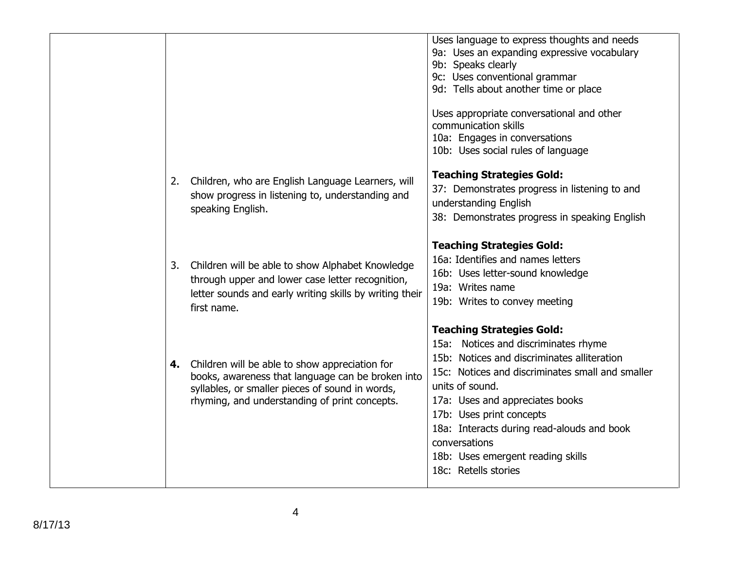| | | |
|---|---|---|
| | | Uses language to express thoughts and needs<br>9a: Uses an expanding expressive vocabulary<br>9b: Speaks clearly<br>9c: Uses conventional grammar<br>9d: Tells about another time or place<br><br>Uses appropriate conversational and other communication skills<br>10a: Engages in conversations<br>10b: Uses social rules of language |
| | 2. Children, who are English Language Learners, will show progress in listening to, understanding and speaking English. | **Teaching Strategies Gold:**<br>37: Demonstrates progress in listening to and understanding English<br>38: Demonstrates progress in speaking English |
| | 3. Children will be able to show Alphabet Knowledge through upper and lower case letter recognition, letter sounds and early writing skills by writing their first name. | **Teaching Strategies Gold:**<br>16a: Identifies and names letters<br>16b: Uses letter-sound knowledge<br>19a: Writes name<br>19b: Writes to convey meeting |
| | **4.** Children will be able to show appreciation for books, awareness that language can be broken into syllables, or smaller pieces of sound in words, rhyming, and understanding of print concepts. | **Teaching Strategies Gold:**<br>15a: Notices and discriminates rhyme<br>15b: Notices and discriminates alliteration<br>15c: Notices and discriminates small and smaller units of sound.<br>17a: Uses and appreciates books<br>17b: Uses print concepts<br>18a: Interacts during read-alouds and book conversations<br>18b: Uses emergent reading skills<br>18c: Retells stories |

8/17/13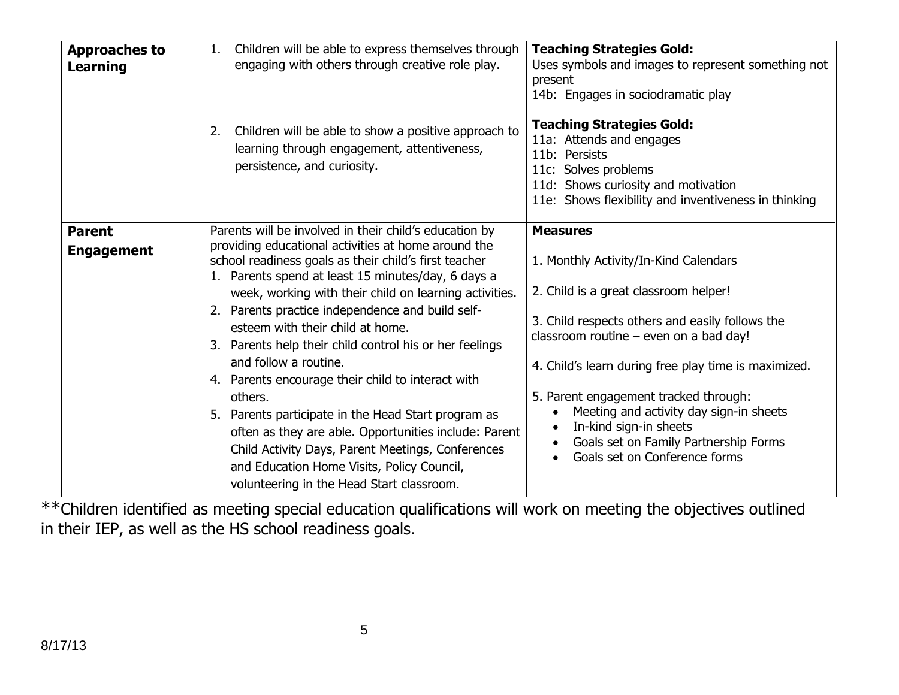| | | |
|---|---|---|
| **Approaches to Learning** | 1. Children will be able to express themselves through engaging with others through creative role play. | **Teaching Strategies Gold:** Uses symbols and images to represent something not present<br>14b: Engages in sociodramatic play |
| | 2. Children will be able to show a positive approach to learning through engagement, attentiveness, persistence, and curiosity. | **Teaching Strategies Gold:**<br>11a: Attends and engages<br>11b: Persists<br>11c: Solves problems<br>11d: Shows curiosity and motivation<br>11e: Shows flexibility and inventiveness in thinking |
| **Parent Engagement** | Parents will be involved in their child's education by providing educational activities at home around the school readiness goals as their child's first teacher<br>1. Parents spend at least 15 minutes/day, 6 days a week, working with their child on learning activities.<br>2. Parents practice independence and build self-esteem with their child at home.<br>3. Parents help their child control his or her feelings and follow a routine.<br>4. Parents encourage their child to interact with others.<br>5. Parents participate in the Head Start program as often as they are able. Opportunities include: Parent Child Activity Days, Parent Meetings, Conferences and Education Home Visits, Policy Council, volunteering in the Head Start classroom. | **Measures**<br>1. Monthly Activity/In-Kind Calendars<br>2. Child is a great classroom helper!<br>3. Child respects others and easily follows the classroom routine – even on a bad day!<br>4. Child's learn during free play time is maximized.<br>5. Parent engagement tracked through:<br>• Meeting and activity day sign-in sheets<br>• In-kind sign-in sheets<br>• Goals set on Family Partnership Forms<br>• Goals set on Conference forms |

**Children identified as meeting special education qualifications will work on meeting the objectives outlined in their IEP, as well as the HS school readiness goals.

8/17/13